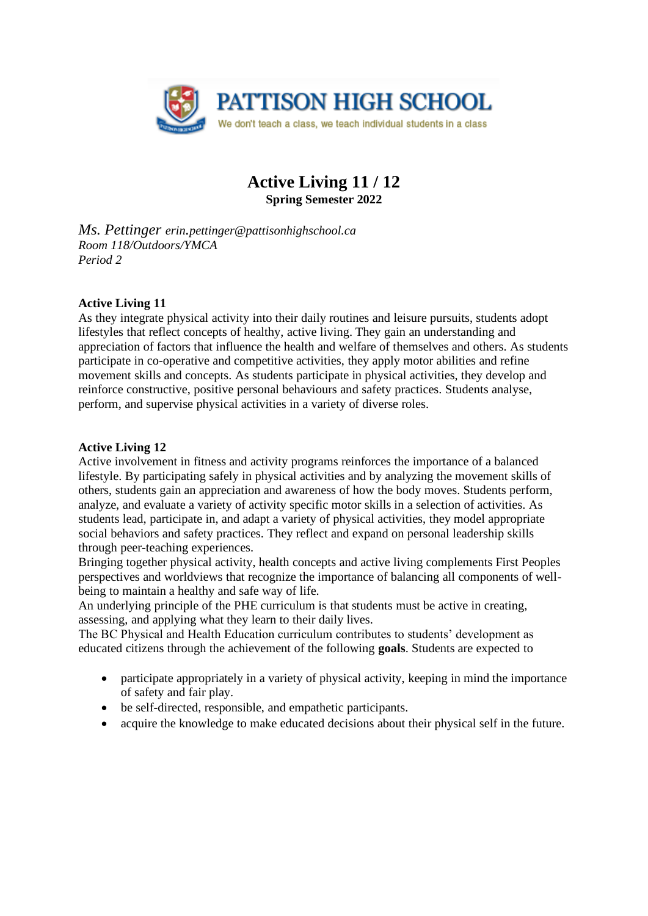PATTISON HIGH SCHOOL

We don't teach a class, we teach individual students in a class

# Active Living 11 / 12

**Spring Semester 2022**

*Ms. Pettinger erin.pettinger@pattisonhighschool.ca*
*Room 118/Outdoors/YMCA*
*Period 2*

**Active Living 11**

As they integrate physical activity into their daily routines and leisure pursuits, students adopt lifestyles that reflect concepts of healthy, active living. They gain an understanding and appreciation of factors that influence the health and welfare of themselves and others. As students participate in co-operative and competitive activities, they apply motor abilities and refine movement skills and concepts. As students participate in physical activities, they develop and reinforce constructive, positive personal behaviours and safety practices. Students analyse, perform, and supervise physical activities in a variety of diverse roles.

**Active Living 12**

Active involvement in fitness and activity programs reinforces the importance of a balanced lifestyle. By participating safely in physical activities and by analyzing the movement skills of others, students gain an appreciation and awareness of how the body moves. Students perform, analyze, and evaluate a variety of activity specific motor skills in a selection of activities. As students lead, participate in, and adapt a variety of physical activities, they model appropriate social behaviors and safety practices. They reflect and expand on personal leadership skills through peer-teaching experiences.

Bringing together physical activity, health concepts and active living complements First Peoples perspectives and worldviews that recognize the importance of balancing all components of well-being to maintain a healthy and safe way of life.

An underlying principle of the PHE curriculum is that students must be active in creating, assessing, and applying what they learn to their daily lives.

The BC Physical and Health Education curriculum contributes to students' development as educated citizens through the achievement of the following **goals**. Students are expected to

- participate appropriately in a variety of physical activity, keeping in mind the importance of safety and fair play.
- be self-directed, responsible, and empathetic participants.
- acquire the knowledge to make educated decisions about their physical self in the future.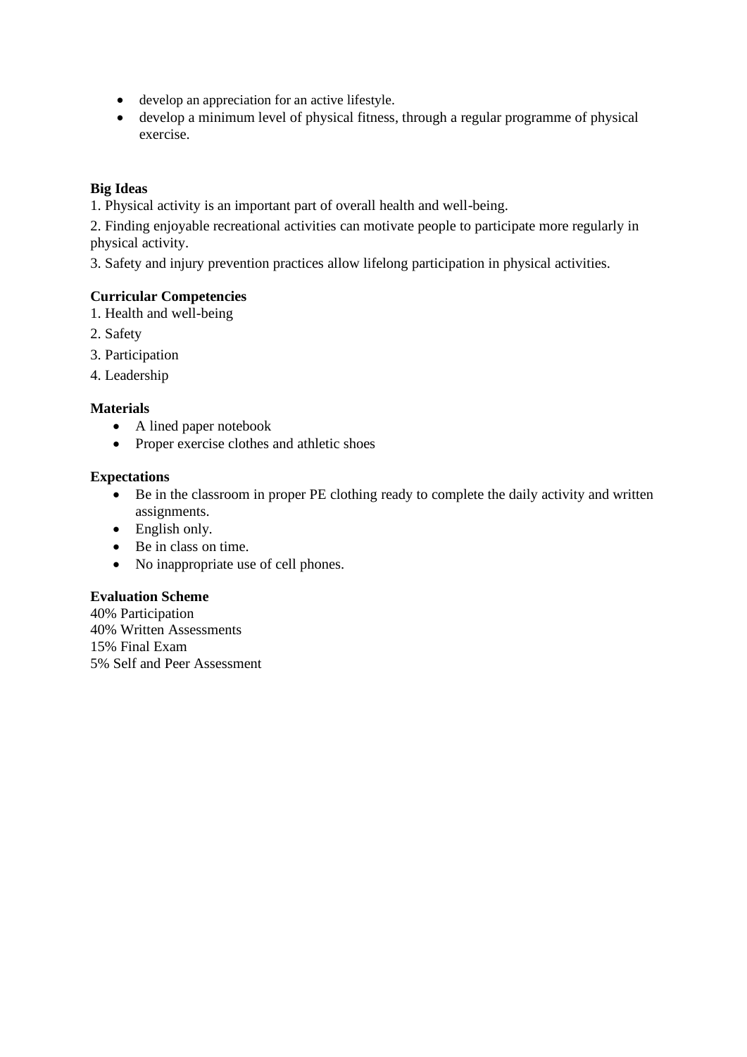- develop an appreciation for an active lifestyle.
- develop a minimum level of physical fitness, through a regular programme of physical exercise.

**Big Ideas**

1. Physical activity is an important part of overall health and well-being.
2. Finding enjoyable recreational activities can motivate people to participate more regularly in physical activity.
3. Safety and injury prevention practices allow lifelong participation in physical activities.

**Curricular Competencies**

1. Health and well-being
2. Safety
3. Participation
4. Leadership

**Materials**

- A lined paper notebook
- Proper exercise clothes and athletic shoes

**Expectations**

- Be in the classroom in proper PE clothing ready to complete the daily activity and written assignments.
- English only.
- Be in class on time.
- No inappropriate use of cell phones.

**Evaluation Scheme**

40% Participation
40% Written Assessments
15% Final Exam
5% Self and Peer Assessment